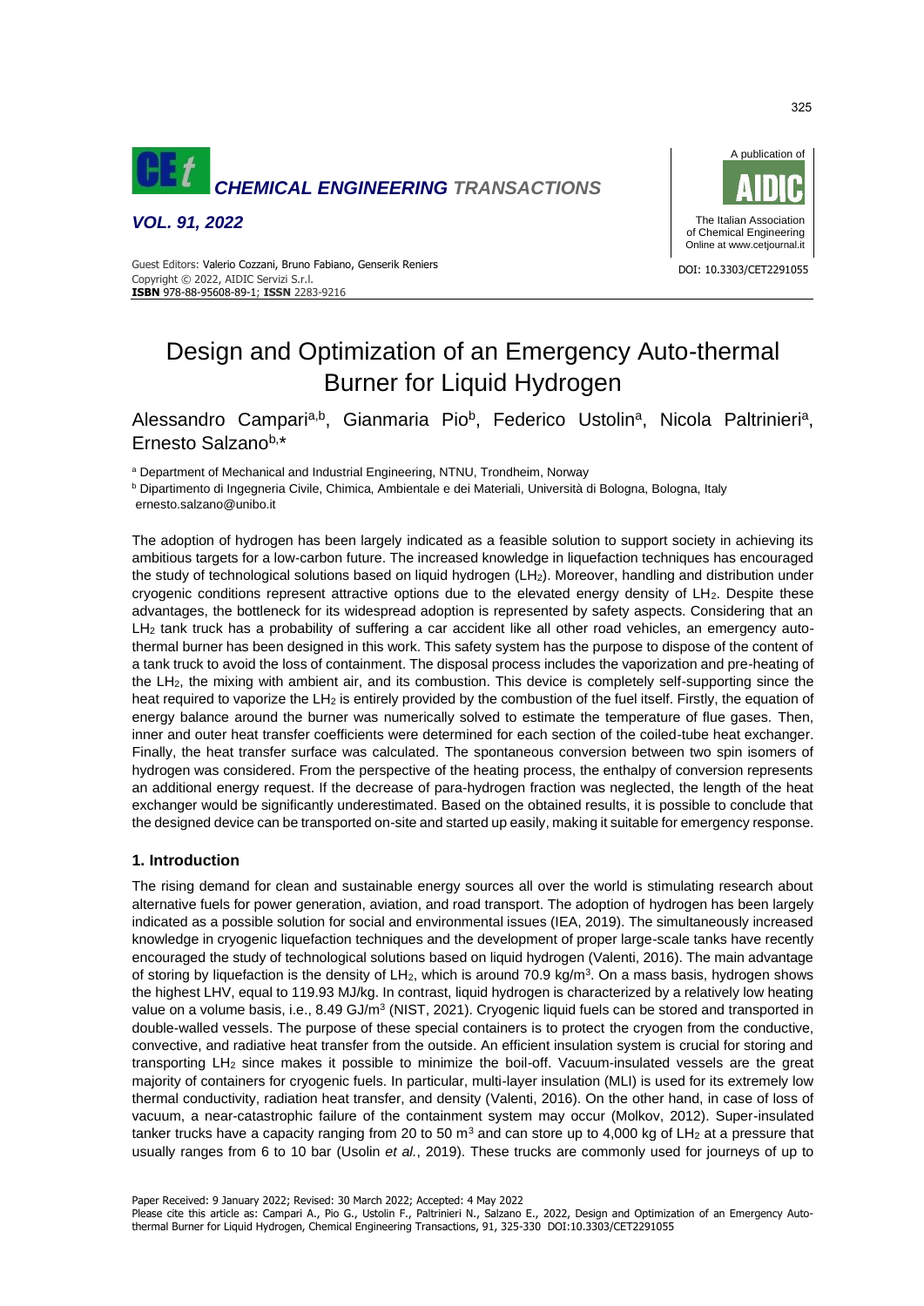# Design and Optimization of an Emergency Auto-thermal Burner for Liquid Hydrogen

Alessandro Campari[a,b], Gianmaria Pio[b], Federico Ustolin[a], Nicola Paltrinieri[a], Ernesto Salzano[b,*]

[a] Department of Mechanical and Industrial Engineering, NTNU, Trondheim, Norway

[b] Dipartimento di Ingegneria Civile, Chimica, Ambientale e dei Materiali, Università di Bologna, Bologna, Italy

ernesto.salzano@unibo.it

The adoption of hydrogen has been largely indicated as a feasible solution to support society in achieving its ambitious targets for a low-carbon future. The increased knowledge in liquefaction techniques has encouraged the study of technological solutions based on liquid hydrogen ($LH_2$). Moreover, handling and distribution under cryogenic conditions represent attractive options due to the elevated energy density of $LH_2$. Despite these advantages, the bottleneck for its widespread adoption is represented by safety aspects. Considering that an $LH_2$ tank truck has a probability of suffering a car accident like all other road vehicles, an emergency auto-thermal burner has been designed in this work. This safety system has the purpose to dispose of the content of a tank truck to avoid the loss of containment. The disposal process includes the vaporization and pre-heating of the $LH_2$, the mixing with ambient air, and its combustion. This device is completely self-supporting since the heat required to vaporize the $LH_2$ is entirely provided by the combustion of the fuel itself. Firstly, the equation of energy balance around the burner was numerically solved to estimate the temperature of flue gases. Then, inner and outer heat transfer coefficients were determined for each section of the coiled-tube heat exchanger. Finally, the heat transfer surface was calculated. The spontaneous conversion between two spin isomers of hydrogen was considered. From the perspective of the heating process, the enthalpy of conversion represents an additional energy request. If the decrease of para-hydrogen fraction was neglected, the length of the heat exchanger would be significantly underestimated. Based on the obtained results, it is possible to conclude that the designed device can be transported on-site and started up easily, making it suitable for emergency response.

## 1. Introduction

The rising demand for clean and sustainable energy sources all over the world is stimulating research about alternative fuels for power generation, aviation, and road transport. The adoption of hydrogen has been largely indicated as a possible solution for social and environmental issues (IEA, 2019). The simultaneously increased knowledge in cryogenic liquefaction techniques and the development of proper large-scale tanks have recently encouraged the study of technological solutions based on liquid hydrogen (Valenti, 2016). The main advantage of storing by liquefaction is the density of $LH_2$, which is around 70.9 kg/m$^3$. On a mass basis, hydrogen shows the highest LHV, equal to 119.93 MJ/kg. In contrast, liquid hydrogen is characterized by a relatively low heating value on a volume basis, i.e., 8.49 GJ/m$^3$ (NIST, 2021). Cryogenic liquid fuels can be stored and transported in double-walled vessels. The purpose of these special containers is to protect the cryogen from the conductive, convective, and radiative heat transfer from the outside. An efficient insulation system is crucial for storing and transporting $LH_2$ since makes it possible to minimize the boil-off. Vacuum-insulated vessels are the great majority of containers for cryogenic fuels. In particular, multi-layer insulation (MLI) is used for its extremely low thermal conductivity, radiation heat transfer, and density (Valenti, 2016). On the other hand, in case of loss of vacuum, a near-catastrophic failure of the containment system may occur (Molkov, 2012). Super-insulated tanker trucks have a capacity ranging from 20 to 50 m$^3$ and can store up to 4,000 kg of $LH_2$ at a pressure that usually ranges from 6 to 10 bar (Usolin *et al.*, 2019). These trucks are commonly used for journeys of up to

Paper Received: 9 January 2022; Revised: 30 March 2022; Accepted: 4 May 2022

Please cite this article as: Campari A., Pio G., Ustolin F., Paltrinieri N., Salzano E., 2022, Design and Optimization of an Emergency Auto-thermal Burner for Liquid Hydrogen, Chemical Engineering Transactions, 91, 325-330 DOI:10.3303/CET2291055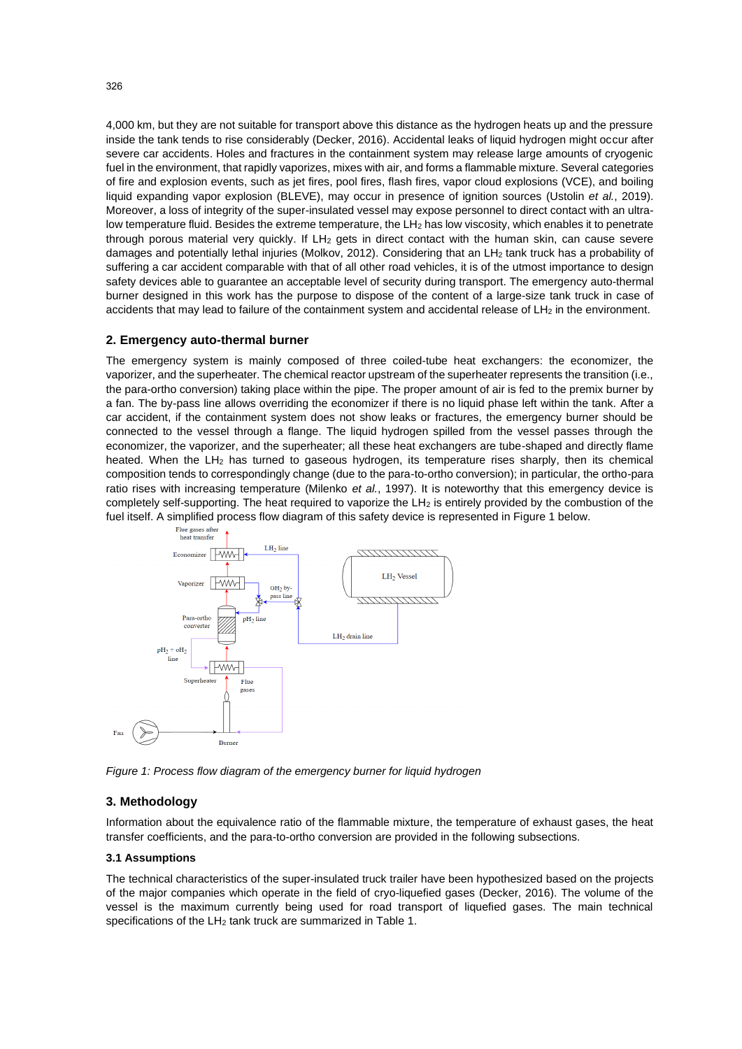4,000 km, but they are not suitable for transport above this distance as the hydrogen heats up and the pressure inside the tank tends to rise considerably (Decker, 2016). Accidental leaks of liquid hydrogen might occur after severe car accidents. Holes and fractures in the containment system may release large amounts of cryogenic fuel in the environment, that rapidly vaporizes, mixes with air, and forms a flammable mixture. Several categories of fire and explosion events, such as jet fires, pool fires, flash fires, vapor cloud explosions (VCE), and boiling liquid expanding vapor explosion (BLEVE), may occur in presence of ignition sources (Ustolin *et al.*, 2019). Moreover, a loss of integrity of the super-insulated vessel may expose personnel to direct contact with an ultra-low temperature fluid. Besides the extreme temperature, the $LH_2$ has low viscosity, which enables it to penetrate through porous material very quickly. If $LH_2$ gets in direct contact with the human skin, can cause severe damages and potentially lethal injuries (Molkov, 2012). Considering that an $LH_2$ tank truck has a probability of suffering a car accident comparable with that of all other road vehicles, it is of the utmost importance to design safety devices able to guarantee an acceptable level of security during transport. The emergency auto-thermal burner designed in this work has the purpose to dispose of the content of a large-size tank truck in case of accidents that may lead to failure of the containment system and accidental release of $LH_2$ in the environment.

## 2. Emergency auto-thermal burner

The emergency system is mainly composed of three coiled-tube heat exchangers: the economizer, the vaporizer, and the superheater. The chemical reactor upstream of the superheater represents the transition (i.e., the para-ortho conversion) taking place within the pipe. The proper amount of air is fed to the premix burner by a fan. The by-pass line allows overriding the economizer if there is no liquid phase left within the tank. After a car accident, if the containment system does not show leaks or fractures, the emergency burner should be connected to the vessel through a flange. The liquid hydrogen spilled from the vessel passes through the economizer, the vaporizer, and the superheater; all these heat exchangers are tube-shaped and directly flame heated. When the $LH_2$ has turned to gaseous hydrogen, its temperature rises sharply, then its chemical composition tends to correspondingly change (due to the para-to-ortho conversion); in particular, the ortho-para ratio rises with increasing temperature (Milenko *et al.*, 1997). It is noteworthy that this emergency device is completely self-supporting. The heat required to vaporize the $LH_2$ is entirely provided by the combustion of the fuel itself. A simplified process flow diagram of this safety device is represented in Figure 1 below.

*Figure 1: Process flow diagram of the emergency burner for liquid hydrogen*

## 3. Methodology

Information about the equivalence ratio of the flammable mixture, the temperature of exhaust gases, the heat transfer coefficients, and the para-to-ortho conversion are provided in the following subsections.

### 3.1 Assumptions

The technical characteristics of the super-insulated truck trailer have been hypothesized based on the projects of the major companies which operate in the field of cryo-liquefied gases (Decker, 2016). The volume of the vessel is the maximum currently being used for road transport of liquefied gases. The main technical specifications of the $LH_2$ tank truck are summarized in Table 1.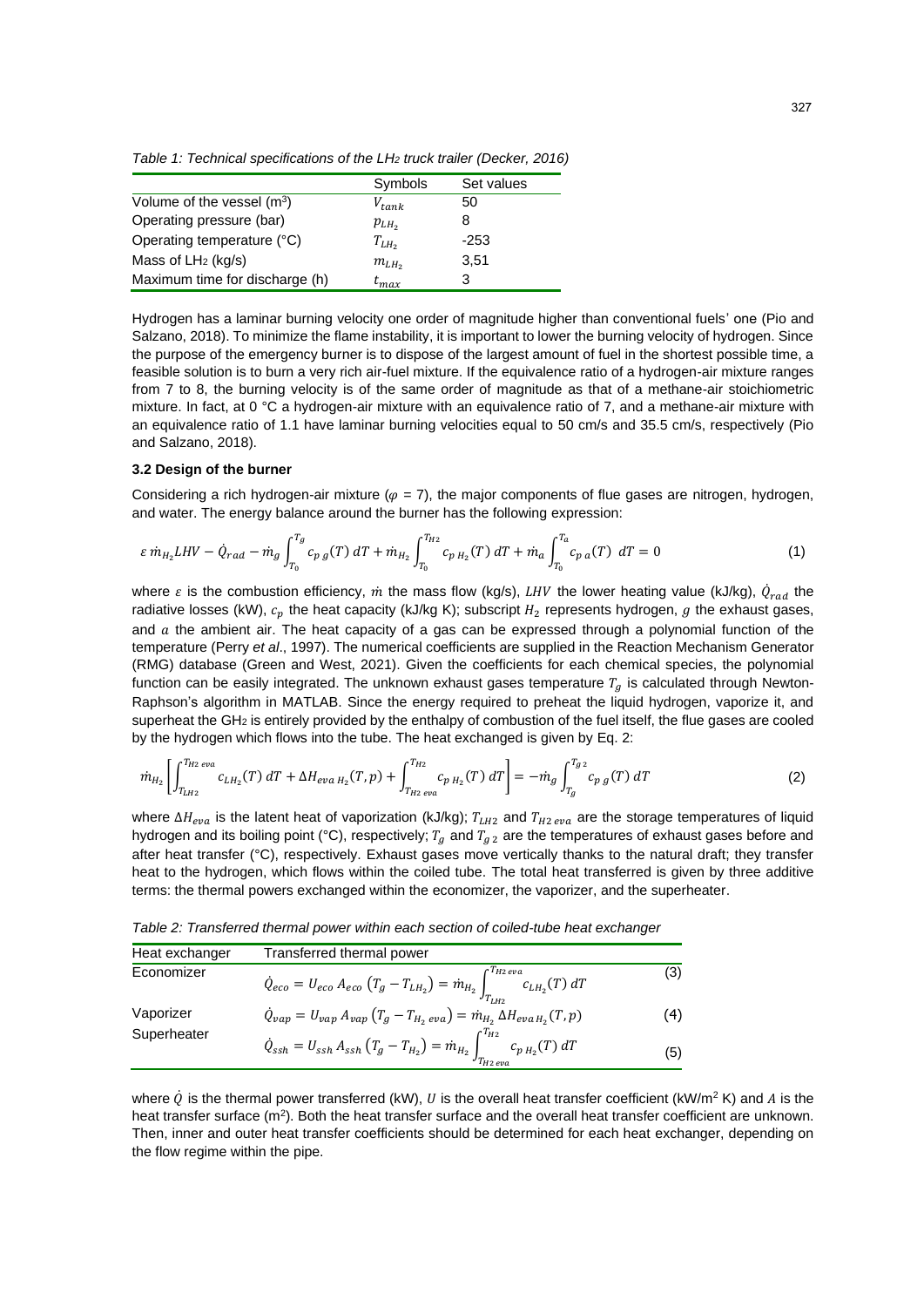*Table 1: Technical specifications of the $LH_2$ truck trailer (Decker, 2016)*

| | Symbols | Set values |
|---|---|---|
| Volume of the vessel ($m^3$) | $V_{tank}$ | 50 |
| Operating pressure (bar) | $p_{LH_2}$ | 8 |
| Operating temperature (°C) | $T_{LH_2}$ | -253 |
| Mass of $LH_2$ (kg/s) | $m_{LH_2}$ | 3,51 |
| Maximum time for discharge (h) | $t_{max}$ | 3 |

Hydrogen has a laminar burning velocity one order of magnitude higher than conventional fuels' one (Pio and Salzano, 2018). To minimize the flame instability, it is important to lower the burning velocity of hydrogen. Since the purpose of the emergency burner is to dispose of the largest amount of fuel in the shortest possible time, a feasible solution is to burn a very rich air-fuel mixture. If the equivalence ratio of a hydrogen-air mixture ranges from 7 to 8, the burning velocity is of the same order of magnitude as that of a methane-air stoichiometric mixture. In fact, at 0 °C a hydrogen-air mixture with an equivalence ratio of 7, and a methane-air mixture with an equivalence ratio of 1.1 have laminar burning velocities equal to 50 cm/s and 35.5 cm/s, respectively (Pio and Salzano, 2018).

### 3.2 Design of the burner

Considering a rich hydrogen-air mixture ($\varphi$ = 7), the major components of flue gases are nitrogen, hydrogen, and water. The energy balance around the burner has the following expression:

$$\varepsilon\, \dot{m}_{H_2} LHV - \dot{Q}_{rad} - \dot{m}_g \int_{T_0}^{T_g} c_{p\,g}(T)\, dT + \dot{m}_{H_2} \int_{T_0}^{T_{H2}} c_{p\,H_2}(T)\, dT + \dot{m}_a \int_{T_0}^{T_a} c_{p\,a}(T)\; dT = 0 \tag{1}$$

where $\varepsilon$ is the combustion efficiency, $\dot{m}$ the mass flow (kg/s), $LHV$ the lower heating value (kJ/kg), $\dot{Q}_{rad}$ the radiative losses (kW), $c_p$ the heat capacity (kJ/kg K); subscript $H_2$ represents hydrogen, $g$ the exhaust gases, and $a$ the ambient air. The heat capacity of a gas can be expressed through a polynomial function of the temperature (Perry *et al*., 1997). The numerical coefficients are supplied in the Reaction Mechanism Generator (RMG) database (Green and West, 2021). Given the coefficients for each chemical species, the polynomial function can be easily integrated. The unknown exhaust gases temperature $T_g$ is calculated through Newton-Raphson's algorithm in MATLAB. Since the energy required to preheat the liquid hydrogen, vaporize it, and superheat the $GH_2$ is entirely provided by the enthalpy of combustion of the fuel itself, the flue gases are cooled by the hydrogen which flows into the tube. The heat exchanged is given by Eq. 2:

$$\dot{m}_{H_2}\left[\int_{T_{LH2}}^{T_{H2\,eva}} c_{LH_2}(T)\, dT + \Delta H_{eva\,H_2}(T,p) + \int_{T_{H2\,eva}}^{T_{H2}} c_{p\,H_2}(T)\, dT\right] = -\dot{m}_g \int_{T_g}^{T_{g\,2}} c_{p\,g}(T)\, dT \tag{2}$$

where $\Delta H_{eva}$ is the latent heat of vaporization (kJ/kg); $T_{LH2}$ and $T_{H2\,eva}$ are the storage temperatures of liquid hydrogen and its boiling point (°C), respectively; $T_g$ and $T_{g\,2}$ are the temperatures of exhaust gases before and after heat transfer (°C), respectively. Exhaust gases move vertically thanks to the natural draft; they transfer heat to the hydrogen, which flows within the coiled tube. The total heat transferred is given by three additive terms: the thermal powers exchanged within the economizer, the vaporizer, and the superheater.

*Table 2: Transferred thermal power within each section of coiled-tube heat exchanger*

| Heat exchanger | Transferred thermal power | |
|---|---|---|
| Economizer | $\dot{Q}_{eco} = U_{eco}\, A_{eco}\, (T_g - T_{LH_2}) = \dot{m}_{H_2} \int_{T_{LH2}}^{T_{H2\,eva}} c_{LH_2}(T)\, dT$ | (3) |
| Vaporizer | $\dot{Q}_{vap} = U_{vap}\, A_{vap}\, (T_g - T_{H_2\,eva}) = \dot{m}_{H_2}\, \Delta H_{eva\,H_2}(T,p)$ | (4) |
| Superheater | $\dot{Q}_{ssh} = U_{ssh}\, A_{ssh}\, (T_g - T_{H_2}) = \dot{m}_{H_2} \int_{T_{H2\,eva}}^{T_{H2}} c_{p\,H_2}(T)\, dT$ | (5) |

where $\dot{Q}$ is the thermal power transferred (kW), $U$ is the overall heat transfer coefficient (kW/$m^2$ K) and $A$ is the heat transfer surface ($m^2$). Both the heat transfer surface and the overall heat transfer coefficient are unknown. Then, inner and outer heat transfer coefficients should be determined for each heat exchanger, depending on the flow regime within the pipe.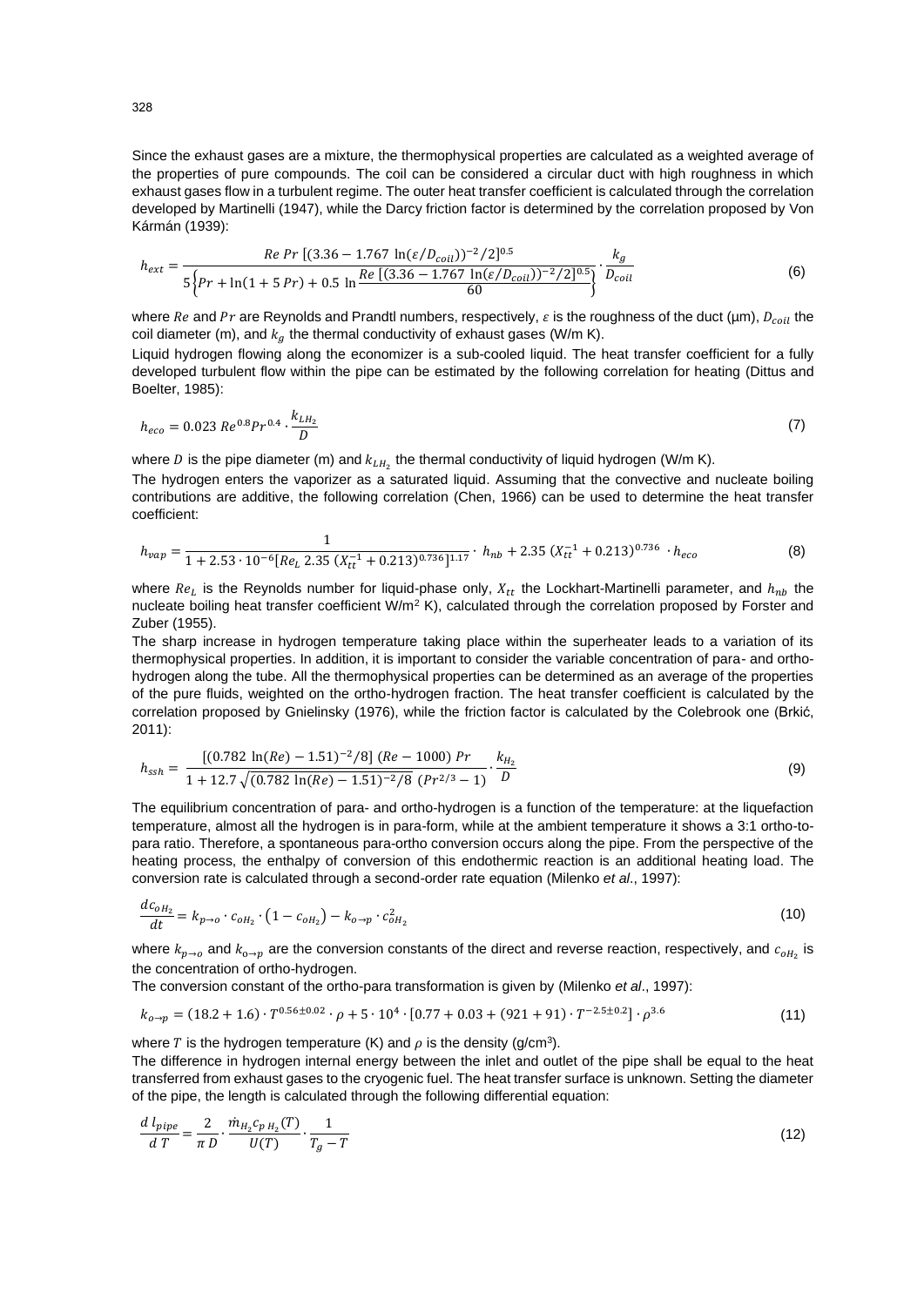Since the exhaust gases are a mixture, the thermophysical properties are calculated as a weighted average of the properties of pure compounds. The coil can be considered a circular duct with high roughness in which exhaust gases flow in a turbulent regime. The outer heat transfer coefficient is calculated through the correlation developed by Martinelli (1947), while the Darcy friction factor is determined by the correlation proposed by Von Kármán (1939):

$$h_{ext} = \frac{Re\ Pr\ [(3.36 - 1.767\ \ln(\varepsilon/D_{coil}))^{-2}/2]^{0.5}}{5\left\{Pr + \ln(1 + 5\ Pr) + 0.5\ \ln\frac{Re\ [(3.36 - 1.767\ \ln(\varepsilon/D_{coil}))^{-2}/2]^{0.5}}{60}\right\}} \cdot \frac{k_g}{D_{coil}} \tag{6}$$

where $Re$ and $Pr$ are Reynolds and Prandtl numbers, respectively, $\varepsilon$ is the roughness of the duct (μm), $D_{coil}$ the coil diameter (m), and $k_g$ the thermal conductivity of exhaust gases (W/m K).

Liquid hydrogen flowing along the economizer is a sub-cooled liquid. The heat transfer coefficient for a fully developed turbulent flow within the pipe can be estimated by the following correlation for heating (Dittus and Boelter, 1985):

$$h_{eco} = 0.023\ Re^{0.8} Pr^{0.4} \cdot \frac{k_{LH_2}}{D} \tag{7}$$

where $D$ is the pipe diameter (m) and $k_{LH_2}$ the thermal conductivity of liquid hydrogen (W/m K).

The hydrogen enters the vaporizer as a saturated liquid. Assuming that the convective and nucleate boiling contributions are additive, the following correlation (Chen, 1966) can be used to determine the heat transfer coefficient:

$$h_{vap} = \frac{1}{1 + 2.53 \cdot 10^{-6} [Re_L\ 2.35\ (X_{tt}^{-1} + 0.213)^{0.736}]^{1.17}} \cdot\ h_{nb} + 2.35\ (X_{tt}^{-1} + 0.213)^{0.736}\ \cdot h_{eco} \tag{8}$$

where $Re_L$ is the Reynolds number for liquid-phase only, $X_{tt}$ the Lockhart-Martinelli parameter, and $h_{nb}$ the nucleate boiling heat transfer coefficient W/m$^2$ K), calculated through the correlation proposed by Forster and Zuber (1955).

The sharp increase in hydrogen temperature taking place within the superheater leads to a variation of its thermophysical properties. In addition, it is important to consider the variable concentration of para- and ortho-hydrogen along the tube. All the thermophysical properties can be determined as an average of the properties of the pure fluids, weighted on the ortho-hydrogen fraction. The heat transfer coefficient is calculated by the correlation proposed by Gnielinsky (1976), while the friction factor is calculated by the Colebrook one (Brkić, 2011):

$$h_{ssh} = \frac{[(0.782\ \ln(Re) - 1.51)^{-2}/8]\ (Re - 1000)\ Pr}{1 + 12.7\sqrt{(0.782\ \ln(Re) - 1.51)^{-2}/8}\ (Pr^{2/3} - 1)} \cdot \frac{k_{H_2}}{D} \tag{9}$$

The equilibrium concentration of para- and ortho-hydrogen is a function of the temperature: at the liquefaction temperature, almost all the hydrogen is in para-form, while at the ambient temperature it shows a 3:1 ortho-to-para ratio. Therefore, a spontaneous para-ortho conversion occurs along the pipe. From the perspective of the heating process, the enthalpy of conversion of this endothermic reaction is an additional heating load. The conversion rate is calculated through a second-order rate equation (Milenko *et al*., 1997):

$$\frac{dc_{oH_2}}{dt} = k_{p\to o} \cdot c_{oH_2} \cdot \left(1 - c_{oH_2}\right) - k_{o\to p} \cdot c_{oH_2}^2 \tag{10}$$

where $k_{p\to o}$ and $k_{o\to p}$ are the conversion constants of the direct and reverse reaction, respectively, and $c_{oH_2}$ is the concentration of ortho-hydrogen.

The conversion constant of the ortho-para transformation is given by (Milenko *et al*., 1997):

$$k_{o\to p} = (18.2 + 1.6) \cdot T^{0.56\pm0.02} \cdot \rho + 5 \cdot 10^4 \cdot [0.77 + 0.03 + (921 + 91) \cdot T^{-2.5\pm0.2}] \cdot \rho^{3.6} \tag{11}$$

where $T$ is the hydrogen temperature (K) and $\rho$ is the density (g/cm$^3$).

The difference in hydrogen internal energy between the inlet and outlet of the pipe shall be equal to the heat transferred from exhaust gases to the cryogenic fuel. The heat transfer surface is unknown. Setting the diameter of the pipe, the length is calculated through the following differential equation:

$$\frac{d\ l_{pipe}}{d\ T} = \frac{2}{\pi\ D} \cdot \frac{\dot{m}_{H_2} c_{p\ H_2}(T)}{U(T)} \cdot \frac{1}{T_g - T} \tag{12}$$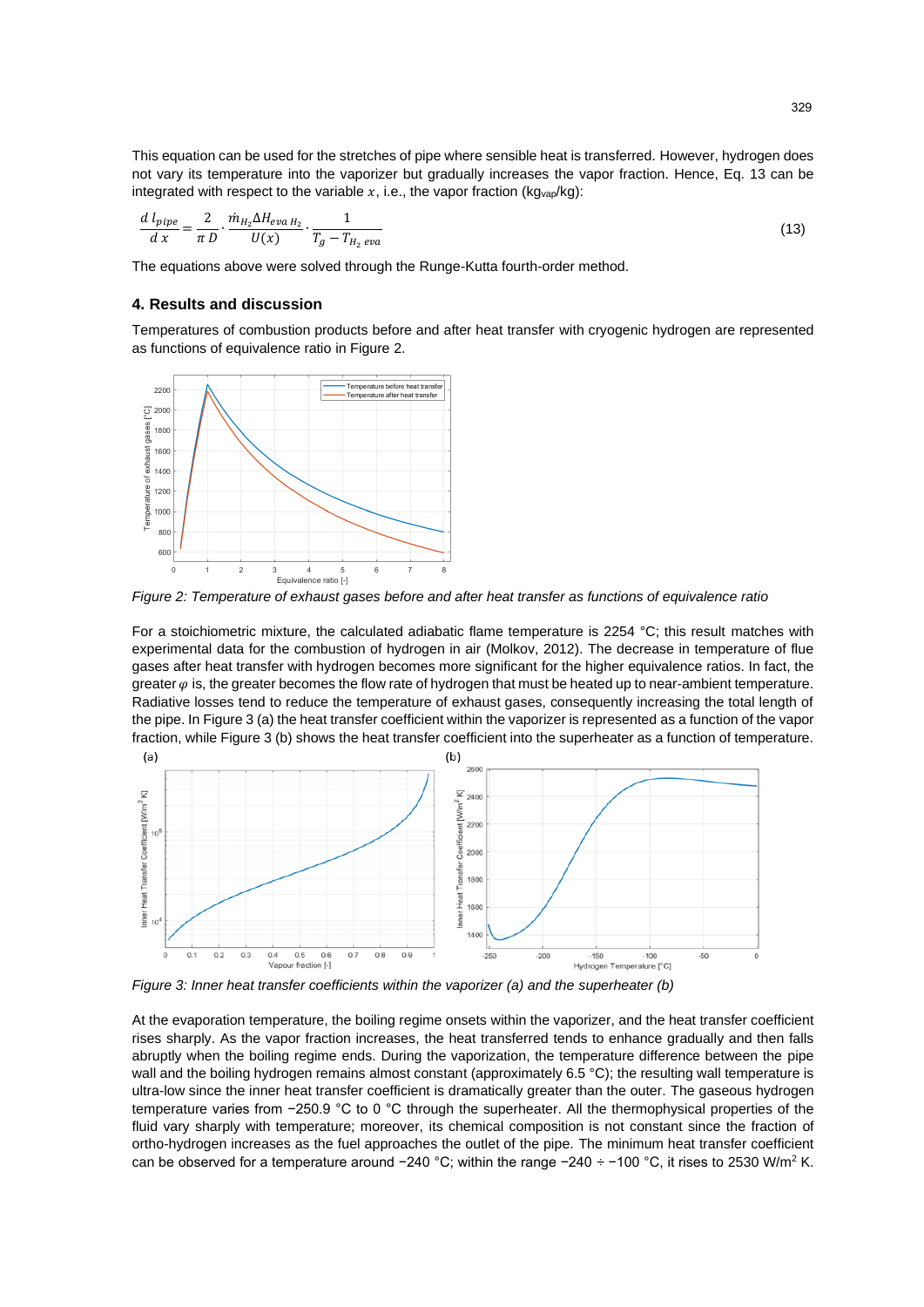This equation can be used for the stretches of pipe where sensible heat is transferred. However, hydrogen does not vary its temperature into the vaporizer but gradually increases the vapor fraction. Hence, Eq. 13 can be integrated with respect to the variable $x$, i.e., the vapor fraction ($kg_{vap}/kg$):

$$\frac{d\,l_{pipe}}{d\,x} = \frac{2}{\pi\,D} \cdot \frac{\dot{m}_{H_2} \Delta H_{eva\,H_2}}{U(x)} \cdot \frac{1}{T_g - T_{H_2\,eva}} \tag{13}$$

The equations above were solved through the Runge-Kutta fourth-order method.

## 4. Results and discussion

Temperatures of combustion products before and after heat transfer with cryogenic hydrogen are represented as functions of equivalence ratio in Figure 2.

*Figure 2: Temperature of exhaust gases before and after heat transfer as functions of equivalence ratio*

For a stoichiometric mixture, the calculated adiabatic flame temperature is 2254 °C; this result matches with experimental data for the combustion of hydrogen in air (Molkov, 2012). The decrease in temperature of flue gases after heat transfer with hydrogen becomes more significant for the higher equivalence ratios. In fact, the greater $\varphi$ is, the greater becomes the flow rate of hydrogen that must be heated up to near-ambient temperature. Radiative losses tend to reduce the temperature of exhaust gases, consequently increasing the total length of the pipe. In Figure 3 (a) the heat transfer coefficient within the vaporizer is represented as a function of the vapor fraction, while Figure 3 (b) shows the heat transfer coefficient into the superheater as a function of temperature.

*Figure 3: Inner heat transfer coefficients within the vaporizer (a) and the superheater (b)*

At the evaporation temperature, the boiling regime onsets within the vaporizer, and the heat transfer coefficient rises sharply. As the vapor fraction increases, the heat transferred tends to enhance gradually and then falls abruptly when the boiling regime ends. During the vaporization, the temperature difference between the pipe wall and the boiling hydrogen remains almost constant (approximately 6.5 °C); the resulting wall temperature is ultra-low since the inner heat transfer coefficient is dramatically greater than the outer. The gaseous hydrogen temperature varies from −250.9 °C to 0 °C through the superheater. All the thermophysical properties of the fluid vary sharply with temperature; moreover, its chemical composition is not constant since the fraction of ortho-hydrogen increases as the fuel approaches the outlet of the pipe. The minimum heat transfer coefficient can be observed for a temperature around −240 °C; within the range −240 ÷ −100 °C, it rises to 2530 $W/m^2\,K$.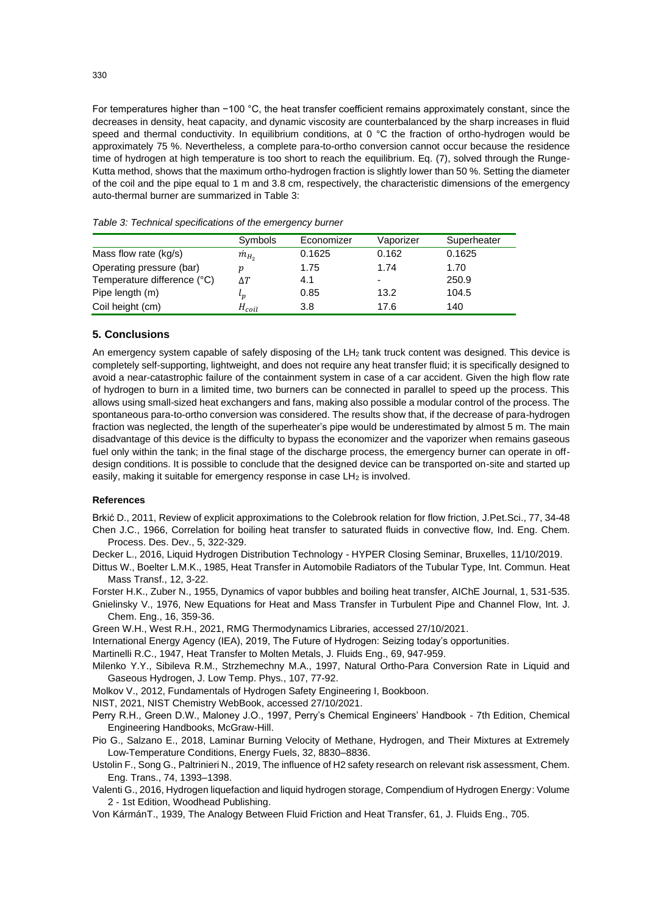For temperatures higher than −100 °C, the heat transfer coefficient remains approximately constant, since the decreases in density, heat capacity, and dynamic viscosity are counterbalanced by the sharp increases in fluid speed and thermal conductivity. In equilibrium conditions, at 0 °C the fraction of ortho-hydrogen would be approximately 75 %. Nevertheless, a complete para-to-ortho conversion cannot occur because the residence time of hydrogen at high temperature is too short to reach the equilibrium. Eq. (7), solved through the Runge-Kutta method, shows that the maximum ortho-hydrogen fraction is slightly lower than 50 %. Setting the diameter of the coil and the pipe equal to 1 m and 3.8 cm, respectively, the characteristic dimensions of the emergency auto-thermal burner are summarized in Table 3:

*Table 3: Technical specifications of the emergency burner*

| | Symbols | Economizer | Vaporizer | Superheater |
|---|---|---|---|---|
| Mass flow rate (kg/s) | $\dot{m}_{H_2}$ | 0.1625 | 0.162 | 0.1625 |
| Operating pressure (bar) | $p$ | 1.75 | 1.74 | 1.70 |
| Temperature difference (°C) | $\Delta T$ | 4.1 | - | 250.9 |
| Pipe length (m) | $l_p$ | 0.85 | 13.2 | 104.5 |
| Coil height (cm) | $H_{coil}$ | 3.8 | 17.6 | 140 |

## 5. Conclusions

An emergency system capable of safely disposing of the $LH_2$ tank truck content was designed. This device is completely self-supporting, lightweight, and does not require any heat transfer fluid; it is specifically designed to avoid a near-catastrophic failure of the containment system in case of a car accident. Given the high flow rate of hydrogen to burn in a limited time, two burners can be connected in parallel to speed up the process. This allows using small-sized heat exchangers and fans, making also possible a modular control of the process. The spontaneous para-to-ortho conversion was considered. The results show that, if the decrease of para-hydrogen fraction was neglected, the length of the superheater's pipe would be underestimated by almost 5 m. The main disadvantage of this device is the difficulty to bypass the economizer and the vaporizer when remains gaseous fuel only within the tank; in the final stage of the discharge process, the emergency burner can operate in off-design conditions. It is possible to conclude that the designed device can be transported on-site and started up easily, making it suitable for emergency response in case $LH_2$ is involved.

### References

Brkić D., 2011, Review of explicit approximations to the Colebrook relation for flow friction, J.Pet.Sci., 77, 34-48

Chen J.C., 1966, Correlation for boiling heat transfer to saturated fluids in convective flow, Ind. Eng. Chem. Process. Des. Dev., 5, 322-329.

Decker L., 2016, Liquid Hydrogen Distribution Technology - HYPER Closing Seminar, Bruxelles, 11/10/2019.

Dittus W., Boelter L.M.K., 1985, Heat Transfer in Automobile Radiators of the Tubular Type, Int. Commun. Heat Mass Transf., 12, 3-22.

Forster H.K., Zuber N., 1955, Dynamics of vapor bubbles and boiling heat transfer, AIChE Journal, 1, 531-535.

Gnielinsky V., 1976, New Equations for Heat and Mass Transfer in Turbulent Pipe and Channel Flow, Int. J. Chem. Eng., 16, 359-36.

Green W.H., West R.H., 2021, RMG Thermodynamics Libraries, accessed 27/10/2021.

International Energy Agency (IEA), 2019, The Future of Hydrogen: Seizing today's opportunities.

Martinelli R.C., 1947, Heat Transfer to Molten Metals, J. Fluids Eng., 69, 947-959.

Milenko Y.Y., Sibileva R.M., Strzhemechny M.A., 1997, Natural Ortho-Para Conversion Rate in Liquid and Gaseous Hydrogen, J. Low Temp. Phys., 107, 77-92.

Molkov V., 2012, Fundamentals of Hydrogen Safety Engineering I, Bookboon.

NIST, 2021, NIST Chemistry WebBook, accessed 27/10/2021.

Perry R.H., Green D.W., Maloney J.O., 1997, Perry's Chemical Engineers' Handbook - 7th Edition, Chemical Engineering Handbooks, McGraw-Hill.

Pio G., Salzano E., 2018, Laminar Burning Velocity of Methane, Hydrogen, and Their Mixtures at Extremely Low-Temperature Conditions, Energy Fuels, 32, 8830–8836.

Ustolin F., Song G., Paltrinieri N., 2019, The influence of H2 safety research on relevant risk assessment, Chem. Eng. Trans., 74, 1393–1398.

Valenti G., 2016, Hydrogen liquefaction and liquid hydrogen storage, Compendium of Hydrogen Energy: Volume 2 - 1st Edition, Woodhead Publishing.

Von KármánT., 1939, The Analogy Between Fluid Friction and Heat Transfer, 61, J. Fluids Eng., 705.